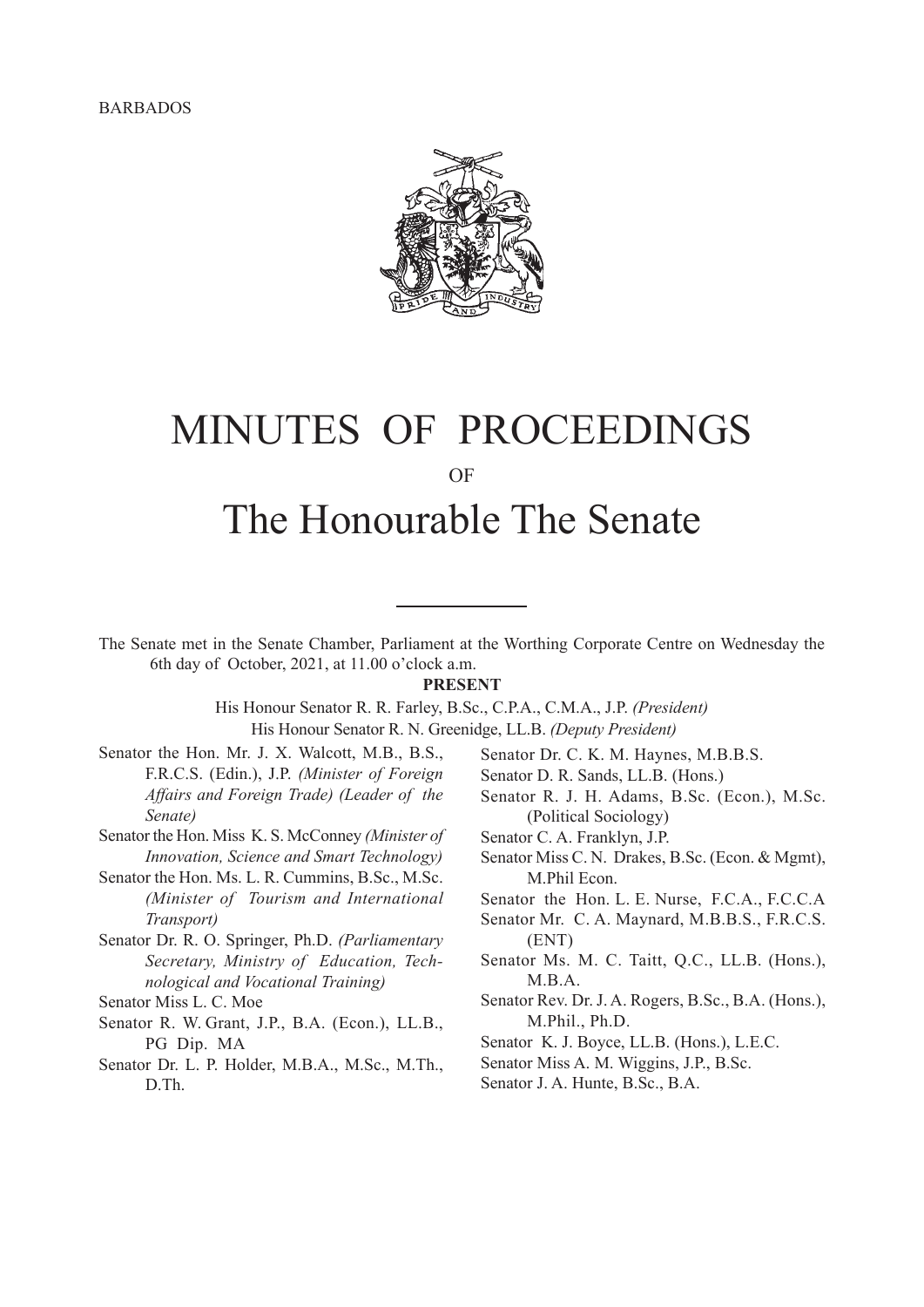BARBADOS

# MINUTES OF PROCEEDINGS

OF

# The Honourable The Senate

The Senate met in the Senate Chamber, Parliament at the Worthing Corporate Centre on Wednesday the 6th day of October, 2021, at 11.00 o'clock a.m.

**PRESENT**

His Honour Senator R. R. Farley, B.Sc., C.P.A., C.M.A., J.P. *(President)*

His Honour Senator R. N. Greenidge, LL.B. *(Deputy President)*

Senator the Hon. Mr. J. X. Walcott, M.B., B.S., F.R.C.S. (Edin.), J.P. *(Minister of Foreign Affairs and Foreign Trade) (Leader of the Senate)*

Senator the Hon. Miss K. S. McConney *(Minister of Innovation, Science and Smart Technology)*

Senator the Hon. Ms. L. R. Cummins, B.Sc., M.Sc. *(Minister of Tourism and International Transport)*

Senator Dr. R. O. Springer, Ph.D. *(Parliamentary Secretary, Ministry of Education, Technological and Vocational Training)*

Senator Miss L. C. Moe

Senator R. W. Grant, J.P., B.A. (Econ.), LL.B., PG Dip. MA

Senator Dr. L. P. Holder, M.B.A., M.Sc., M.Th., D.Th.

Senator Dr. C. K. M. Haynes, M.B.B.S.

Senator D. R. Sands, LL.B. (Hons.)

Senator R. J. H. Adams, B.Sc. (Econ.), M.Sc. (Political Sociology)

Senator C. A. Franklyn, J.P.

Senator Miss C. N. Drakes, B.Sc. (Econ. & Mgmt), M.Phil Econ.

Senator the Hon. L. E. Nurse, F.C.A., F.C.C.A

Senator Mr. C. A. Maynard, M.B.B.S., F.R.C.S. (ENT)

Senator Ms. M. C. Taitt, Q.C., LL.B. (Hons.), M.B.A.

Senator Rev. Dr. J. A. Rogers, B.Sc., B.A. (Hons.), M.Phil., Ph.D.

Senator K. J. Boyce, LL.B. (Hons.), L.E.C.

Senator Miss A. M. Wiggins, J.P., B.Sc.

Senator J. A. Hunte, B.Sc., B.A.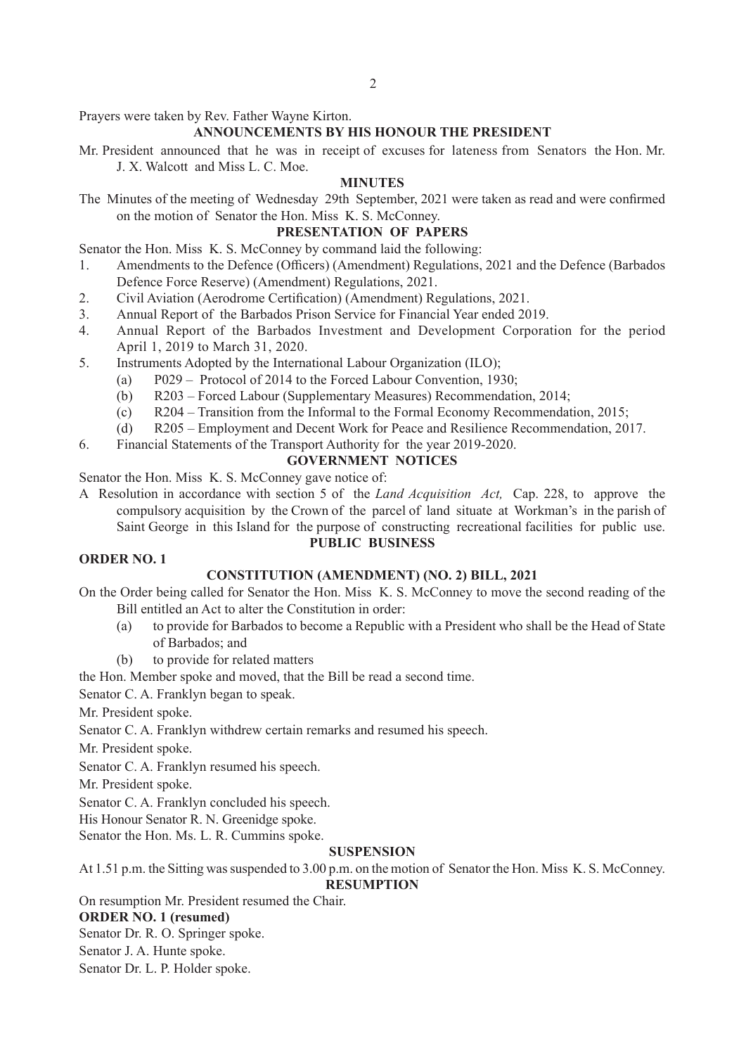Prayers were taken by Rev. Father Wayne Kirton.

## ANNOUNCEMENTS BY HIS HONOUR THE PRESIDENT

Mr. President announced that he was in receipt of excuses for lateness from Senators the Hon. Mr. J. X. Walcott and Miss L. C. Moe.

## MINUTES

The Minutes of the meeting of Wednesday 29th September, 2021 were taken as read and were confirmed on the motion of Senator the Hon. Miss K. S. McConney.

## PRESENTATION OF PAPERS

Senator the Hon. Miss K. S. McConney by command laid the following:

1. Amendments to the Defence (Officers) (Amendment) Regulations, 2021 and the Defence (Barbados Defence Force Reserve) (Amendment) Regulations, 2021.
2. Civil Aviation (Aerodrome Certification) (Amendment) Regulations, 2021.
3. Annual Report of the Barbados Prison Service for Financial Year ended 2019.
4. Annual Report of the Barbados Investment and Development Corporation for the period April 1, 2019 to March 31, 2020.
5. Instruments Adopted by the International Labour Organization (ILO);
   - (a) P029 – Protocol of 2014 to the Forced Labour Convention, 1930;
   - (b) R203 – Forced Labour (Supplementary Measures) Recommendation, 2014;
   - (c) R204 – Transition from the Informal to the Formal Economy Recommendation, 2015;
   - (d) R205 – Employment and Decent Work for Peace and Resilience Recommendation, 2017.
6. Financial Statements of the Transport Authority for the year 2019-2020.

## GOVERNMENT NOTICES

Senator the Hon. Miss K. S. McConney gave notice of:

A Resolution in accordance with section 5 of the *Land Acquisition Act,* Cap. 228, to approve the compulsory acquisition by the Crown of the parcel of land situate at Workman's in the parish of Saint George in this Island for the purpose of constructing recreational facilities for public use.

## PUBLIC BUSINESS

**ORDER NO. 1**

### CONSTITUTION (AMENDMENT) (NO. 2) BILL, 2021

On the Order being called for Senator the Hon. Miss K. S. McConney to move the second reading of the Bill entitled an Act to alter the Constitution in order:

- (a) to provide for Barbados to become a Republic with a President who shall be the Head of State of Barbados; and
- (b) to provide for related matters

the Hon. Member spoke and moved, that the Bill be read a second time.

Senator C. A. Franklyn began to speak.

Mr. President spoke.

Senator C. A. Franklyn withdrew certain remarks and resumed his speech.

Mr. President spoke.

Senator C. A. Franklyn resumed his speech.

Mr. President spoke.

Senator C. A. Franklyn concluded his speech.

His Honour Senator R. N. Greenidge spoke.

Senator the Hon. Ms. L. R. Cummins spoke.

## SUSPENSION

At 1.51 p.m. the Sitting was suspended to 3.00 p.m. on the motion of Senator the Hon. Miss K. S. McConney.

## RESUMPTION

On resumption Mr. President resumed the Chair.

**ORDER NO. 1 (resumed)**

Senator Dr. R. O. Springer spoke.

Senator J. A. Hunte spoke.

Senator Dr. L. P. Holder spoke.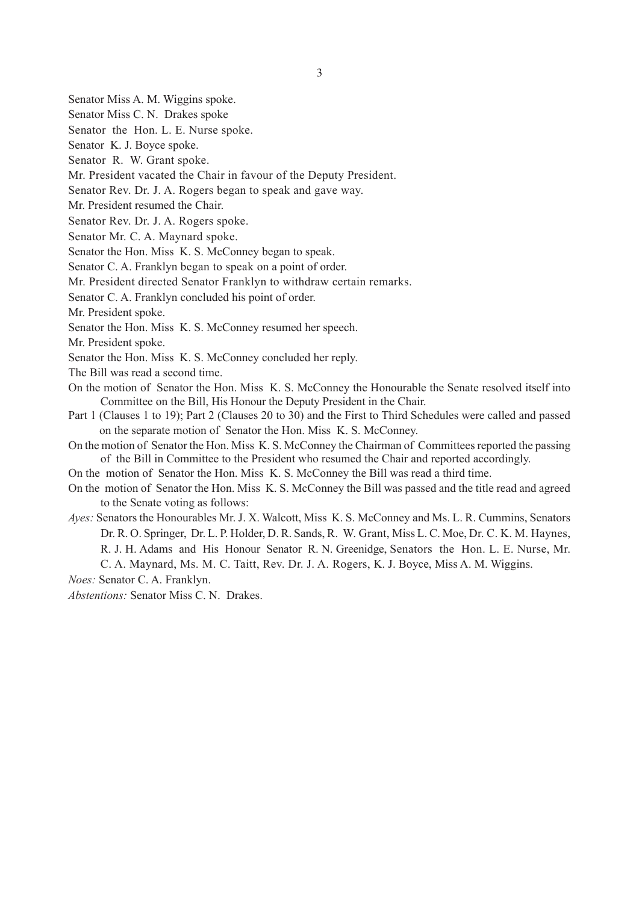Senator Miss A. M. Wiggins spoke.

Senator Miss C. N. Drakes spoke

Senator the Hon. L. E. Nurse spoke.

Senator K. J. Boyce spoke.

Senator R. W. Grant spoke.

Mr. President vacated the Chair in favour of the Deputy President.

Senator Rev. Dr. J. A. Rogers began to speak and gave way.

Mr. President resumed the Chair.

Senator Rev. Dr. J. A. Rogers spoke.

Senator Mr. C. A. Maynard spoke.

Senator the Hon. Miss K. S. McConney began to speak.

Senator C. A. Franklyn began to speak on a point of order.

Mr. President directed Senator Franklyn to withdraw certain remarks.

Senator C. A. Franklyn concluded his point of order.

Mr. President spoke.

Senator the Hon. Miss K. S. McConney resumed her speech.

Mr. President spoke.

Senator the Hon. Miss K. S. McConney concluded her reply.

The Bill was read a second time.

On the motion of Senator the Hon. Miss K. S. McConney the Honourable the Senate resolved itself into Committee on the Bill, His Honour the Deputy President in the Chair.

Part 1 (Clauses 1 to 19); Part 2 (Clauses 20 to 30) and the First to Third Schedules were called and passed on the separate motion of Senator the Hon. Miss K. S. McConney.

On the motion of Senator the Hon. Miss K. S. McConney the Chairman of Committees reported the passing of the Bill in Committee to the President who resumed the Chair and reported accordingly.

On the motion of Senator the Hon. Miss K. S. McConney the Bill was read a third time.

On the motion of Senator the Hon. Miss K. S. McConney the Bill was passed and the title read and agreed to the Senate voting as follows:

*Ayes:* Senators the Honourables Mr. J. X. Walcott, Miss K. S. McConney and Ms. L. R. Cummins, Senators Dr. R. O. Springer, Dr. L. P. Holder, D. R. Sands, R. W. Grant, Miss L. C. Moe, Dr. C. K. M. Haynes, R. J. H. Adams and His Honour Senator R. N. Greenidge, Senators the Hon. L. E. Nurse, Mr. C. A. Maynard, Ms. M. C. Taitt, Rev. Dr. J. A. Rogers, K. J. Boyce, Miss A. M. Wiggins.

*Noes:* Senator C. A. Franklyn.

*Abstentions:* Senator Miss C. N. Drakes.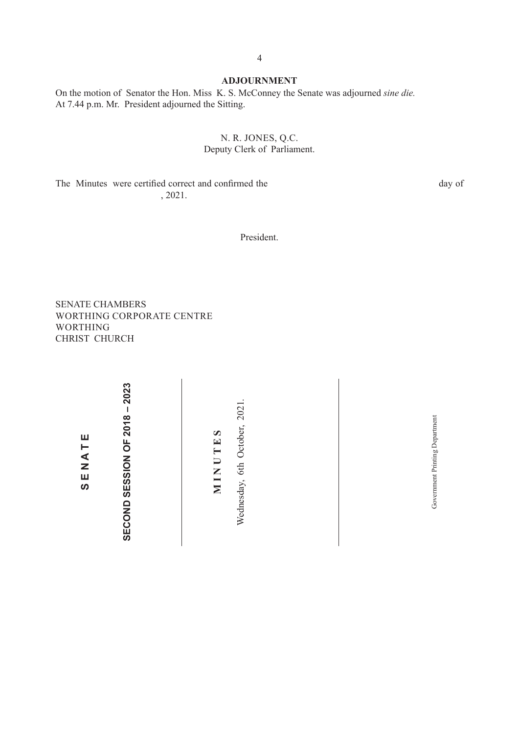## ADJOURNMENT

On the motion of Senator the Hon. Miss K. S. McConney the Senate was adjourned *sine die.* At 7.44 p.m. Mr. President adjourned the Sitting.

N. R. JONES, Q.C.
Deputy Clerk of Parliament.

The Minutes were certified correct and confirmed the day of , 2021.

President.

SENATE CHAMBERS
WORTHING CORPORATE CENTRE
WORTHING
CHRIST CHURCH

**S E N A T E**

**SECOND SESSION OF 2018 – 2023**

**M I N U T E S**

Wednesday, 6th October, 2021.

Government Printing Department